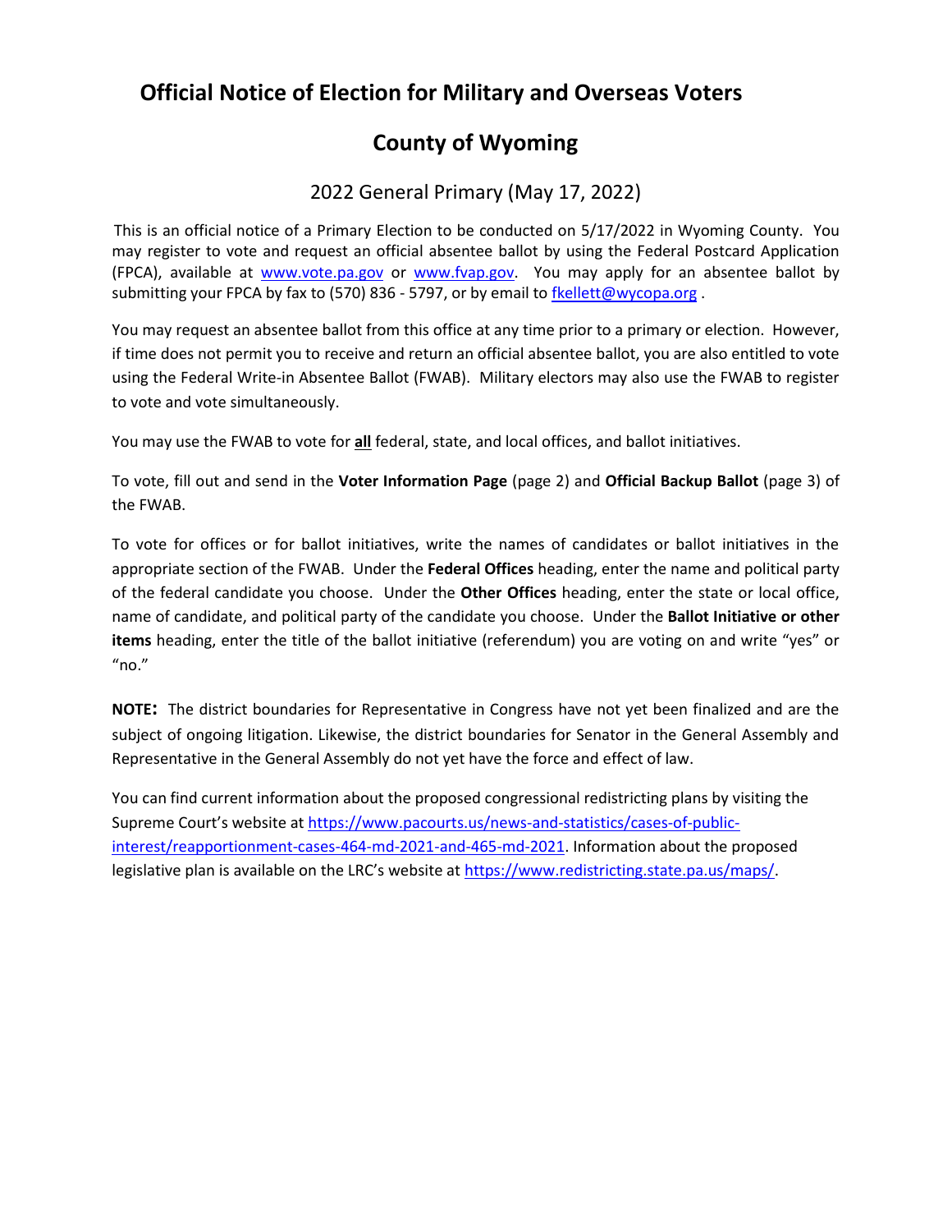# Official Notice of Election for Military and Overseas Voters

## County of Wyoming

### 2022 General Primary (May 17, 2022)

This is an official notice of a Primary Election to be conducted on 5/17/2022 in Wyoming County. You may register to vote and request an official absentee ballot by using the Federal Postcard Application (FPCA), available at www.vote.pa.gov or www.fvap.gov. You may apply for an absentee ballot by submitting your FPCA by fax to (570) 836 - 5797, or by email to fkellett@wycopa.org .

You may request an absentee ballot from this office at any time prior to a primary or election. However, if time does not permit you to receive and return an official absentee ballot, you are also entitled to vote using the Federal Write-in Absentee Ballot (FWAB). Military electors may also use the FWAB to register to vote and vote simultaneously.

You may use the FWAB to vote for **all** federal, state, and local offices, and ballot initiatives.

To vote, fill out and send in the **Voter Information Page** (page 2) and **Official Backup Ballot** (page 3) of the FWAB.

To vote for offices or for ballot initiatives, write the names of candidates or ballot initiatives in the appropriate section of the FWAB. Under the **Federal Offices** heading, enter the name and political party of the federal candidate you choose. Under the **Other Offices** heading, enter the state or local office, name of candidate, and political party of the candidate you choose. Under the **Ballot Initiative or other items** heading, enter the title of the ballot initiative (referendum) you are voting on and write "yes" or "no."

**NOTE:** The district boundaries for Representative in Congress have not yet been finalized and are the subject of ongoing litigation. Likewise, the district boundaries for Senator in the General Assembly and Representative in the General Assembly do not yet have the force and effect of law.

You can find current information about the proposed congressional redistricting plans by visiting the Supreme Court's website at https://www.pacourts.us/news-and-statistics/cases-of-public-interest/reapportionment-cases-464-md-2021-and-465-md-2021. Information about the proposed legislative plan is available on the LRC's website at https://www.redistricting.state.pa.us/maps/.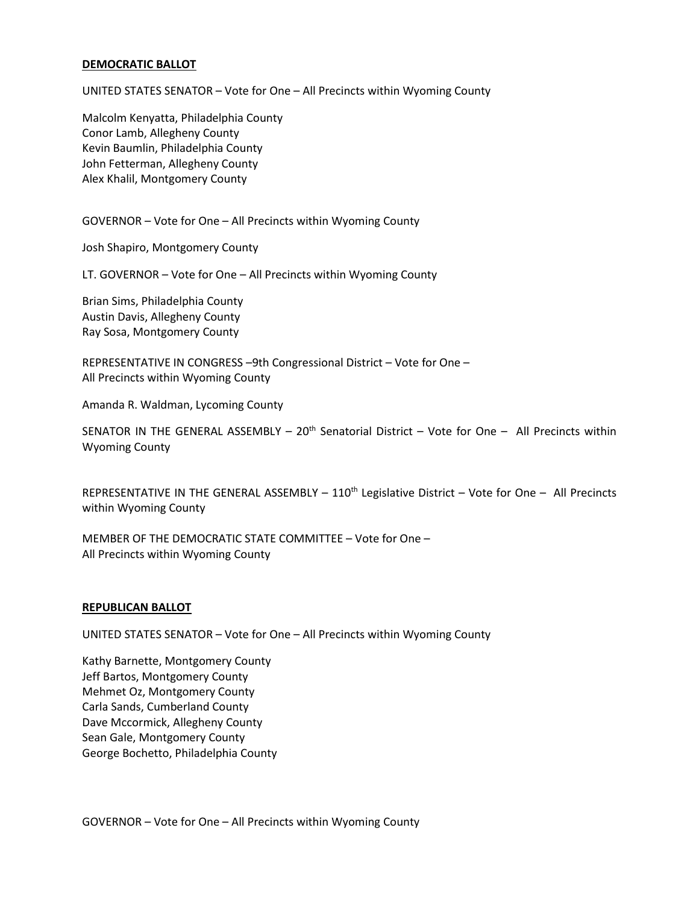**DEMOCRATIC BALLOT**

UNITED STATES SENATOR – Vote for One – All Precincts within Wyoming County

Malcolm Kenyatta, Philadelphia County
Conor Lamb, Allegheny County
Kevin Baumlin, Philadelphia County
John Fetterman, Allegheny County
Alex Khalil, Montgomery County

GOVERNOR – Vote for One – All Precincts within Wyoming County

Josh Shapiro, Montgomery County

LT. GOVERNOR – Vote for One – All Precincts within Wyoming County

Brian Sims, Philadelphia County
Austin Davis, Allegheny County
Ray Sosa, Montgomery County

REPRESENTATIVE IN CONGRESS –9th Congressional District – Vote for One – All Precincts within Wyoming County

Amanda R. Waldman, Lycoming County

SENATOR IN THE GENERAL ASSEMBLY – 20th Senatorial District – Vote for One – All Precincts within Wyoming County

REPRESENTATIVE IN THE GENERAL ASSEMBLY – 110th Legislative District – Vote for One – All Precincts within Wyoming County

MEMBER OF THE DEMOCRATIC STATE COMMITTEE – Vote for One – All Precincts within Wyoming County

**REPUBLICAN BALLOT**

UNITED STATES SENATOR – Vote for One – All Precincts within Wyoming County

Kathy Barnette, Montgomery County
Jeff Bartos, Montgomery County
Mehmet Oz, Montgomery County
Carla Sands, Cumberland County
Dave Mccormick, Allegheny County
Sean Gale, Montgomery County
George Bochetto, Philadelphia County

GOVERNOR – Vote for One – All Precincts within Wyoming County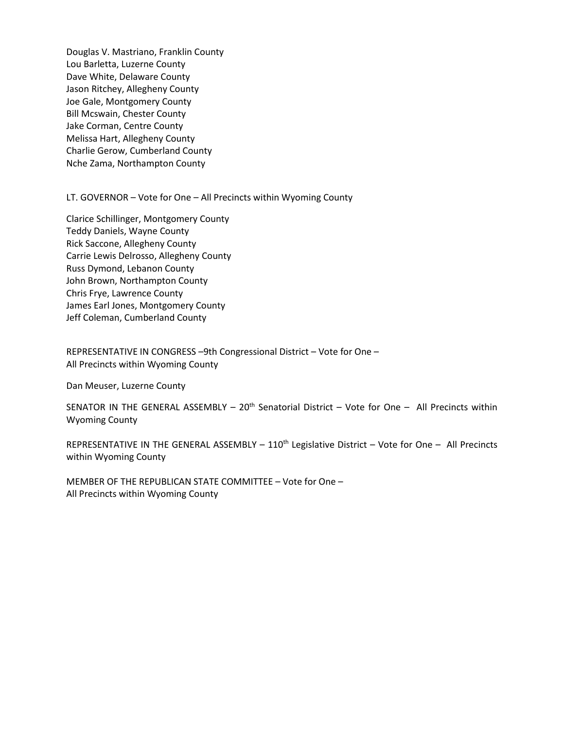Douglas V. Mastriano, Franklin County
Lou Barletta, Luzerne County
Dave White, Delaware County
Jason Ritchey, Allegheny County
Joe Gale, Montgomery County
Bill Mcswain, Chester County
Jake Corman, Centre County
Melissa Hart, Allegheny County
Charlie Gerow, Cumberland County
Nche Zama, Northampton County

LT. GOVERNOR – Vote for One – All Precincts within Wyoming County

Clarice Schillinger, Montgomery County
Teddy Daniels, Wayne County
Rick Saccone, Allegheny County
Carrie Lewis Delrosso, Allegheny County
Russ Dymond, Lebanon County
John Brown, Northampton County
Chris Frye, Lawrence County
James Earl Jones, Montgomery County
Jeff Coleman, Cumberland County

REPRESENTATIVE IN CONGRESS –9th Congressional District – Vote for One –
All Precincts within Wyoming County

Dan Meuser, Luzerne County

SENATOR IN THE GENERAL ASSEMBLY – 20th Senatorial District – Vote for One – All Precincts within Wyoming County

REPRESENTATIVE IN THE GENERAL ASSEMBLY – 110th Legislative District – Vote for One – All Precincts within Wyoming County

MEMBER OF THE REPUBLICAN STATE COMMITTEE – Vote for One –
All Precincts within Wyoming County